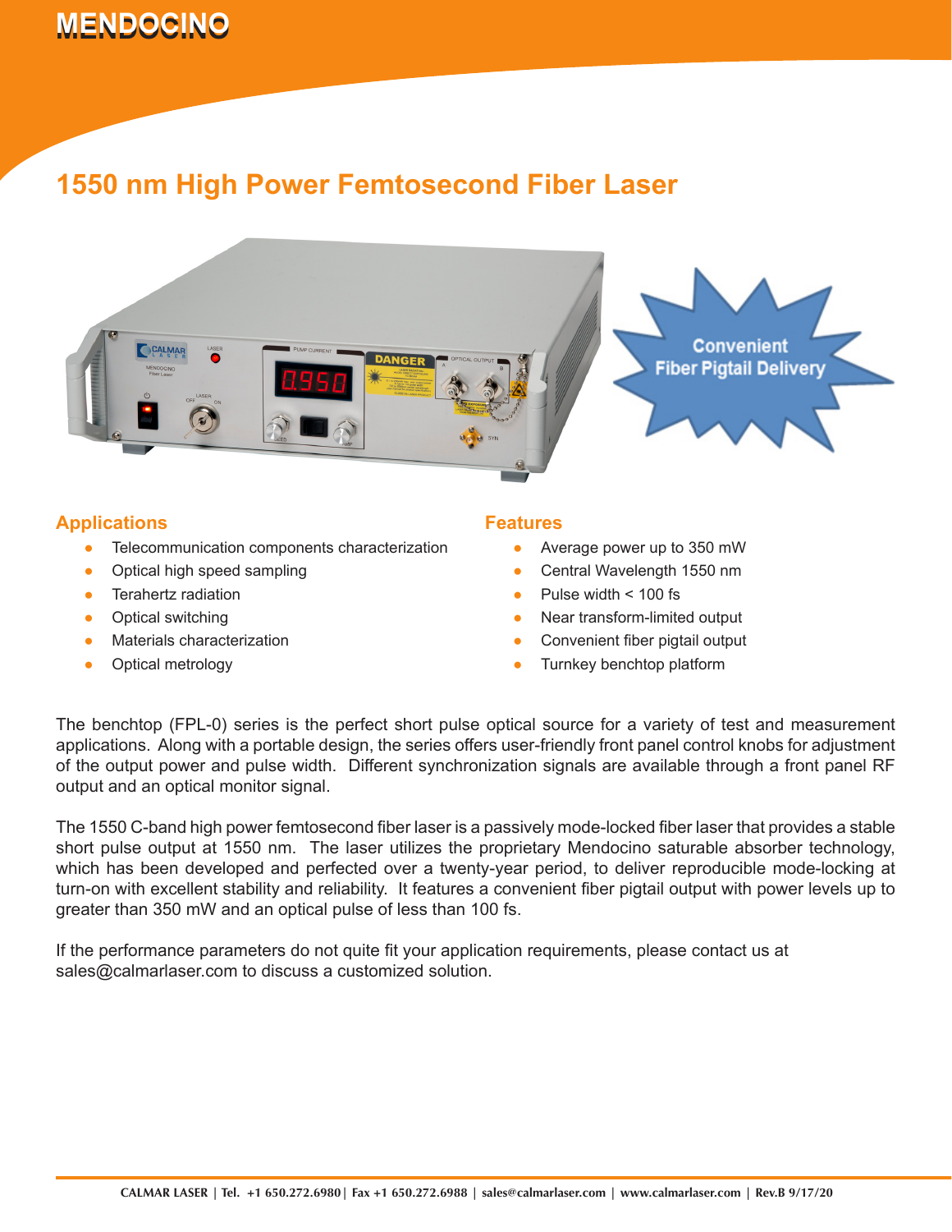# MENDOCINO

## 1550 nm High Power Femtosecond Fiber Laser

Convenient Fiber Pigtail Delivery

### Applications

- Telecommunication components characterization
- Optical high speed sampling
- Terahertz radiation
- Optical switching
- Materials characterization
- Optical metrology

### Features

- Average power up to 350 mW
- Central Wavelength 1550 nm
- Pulse width < 100 fs
- Near transform-limited output
- Convenient fiber pigtail output
- Turnkey benchtop platform

The benchtop (FPL-0) series is the perfect short pulse optical source for a variety of test and measurement applications. Along with a portable design, the series offers user-friendly front panel control knobs for adjustment of the output power and pulse width. Different synchronization signals are available through a front panel RF output and an optical monitor signal.

The 1550 C-band high power femtosecond fiber laser is a passively mode-locked fiber laser that provides a stable short pulse output at 1550 nm. The laser utilizes the proprietary Mendocino saturable absorber technology, which has been developed and perfected over a twenty-year period, to deliver reproducible mode-locking at turn-on with excellent stability and reliability. It features a convenient fiber pigtail output with power levels up to greater than 350 mW and an optical pulse of less than 100 fs.

If the performance parameters do not quite fit your application requirements, please contact us at sales@calmarlaser.com to discuss a customized solution.

CALMAR LASER | Tel. +1 650.272.6980 | Fax +1 650.272.6988 | sales@calmarlaser.com | www.calmarlaser.com | Rev.B 9/17/20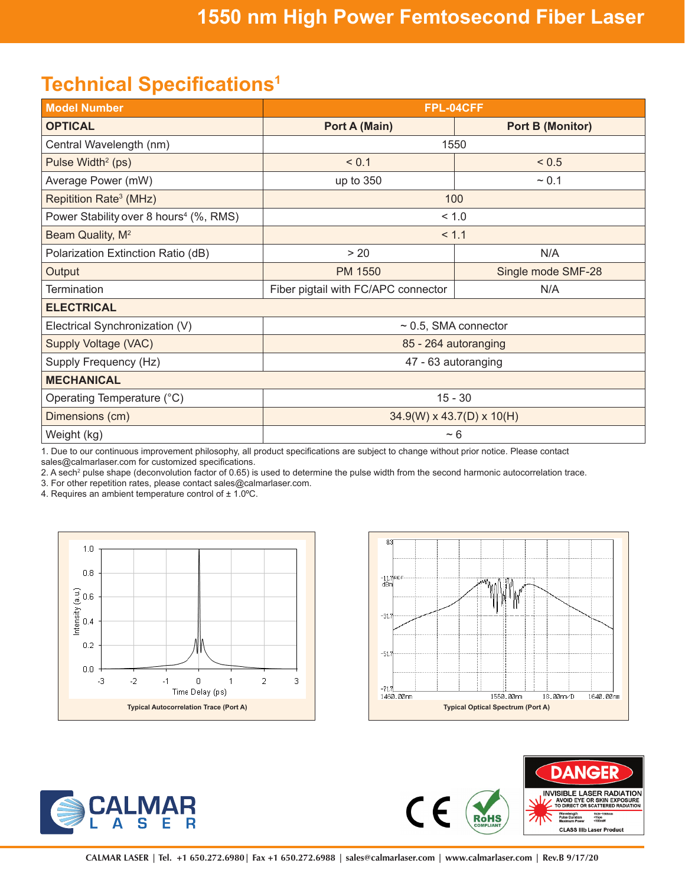# 1550 nm High Power Femtosecond Fiber Laser

## Technical Specifications[1]

| Model Number | FPL-04CFF | |
|---|---|---|
| **OPTICAL** | **Port A (Main)** | **Port B (Monitor)** |
| Central Wavelength (nm) | 1550 | |
| Pulse Width[2] (ps) | < 0.1 | < 0.5 |
| Average Power (mW) | up to 350 | ~ 0.1 |
| Repitition Rate[3] (MHz) | 100 | |
| Power Stability over 8 hours[4] (%, RMS) | < 1.0 | |
| Beam Quality, $M^2$ | < 1.1 | |
| Polarization Extinction Ratio (dB) | > 20 | N/A |
| Output | PM 1550 | Single mode SMF-28 |
| Termination | Fiber pigtail with FC/APC connector | N/A |
| **ELECTRICAL** | | |
| Electrical Synchronization (V) | ~ 0.5, SMA connector | |
| Supply Voltage (VAC) | 85 - 264 autoranging | |
| Supply Frequency (Hz) | 47 - 63 autoranging | |
| **MECHANICAL** | | |
| Operating Temperature (°C) | 15 - 30 | |
| Dimensions (cm) | 34.9(W) x 43.7(D) x 10(H) | |
| Weight (kg) | ~ 6 | |

1. Due to our continuous improvement philosophy, all product specifications are subject to change without prior notice. Please contact sales@calmarlaser.com for customized specifications.
2. A $sech^2$ pulse shape (deconvolution factor of 0.65) is used to determine the pulse width from the second harmonic autocorrelation trace.
3. For other repetition rates, please contact sales@calmarlaser.com.
4. Requires an ambient temperature control of ± 1.0ºC.

1.0
0.8
0.6
0.4
0.2
0.0
Intensity (a.u.)
-3 -2 -1 0 1 2 3
Time Delay (ps)

Typical Autocorrelation Trace (Port A)

83
-11.7 REF dBm
-31.7
-51.7
-71.7
1460.00nm 1550.00nm 18.00nm/D 1640.00nm

Typical Optical Spectrum (Port A)

CALMAR LASER

DANGER
INVISIBLE LASER RADIATION
AVOID EYE OR SKIN EXPOSURE TO DIRECT OR SCATTERED RADIATION
CLASS IIIb Laser Product

CALMAR LASER | Tel. +1 650.272.6980 | Fax +1 650.272.6988 | sales@calmarlaser.com | www.calmarlaser.com | Rev.B 9/17/20